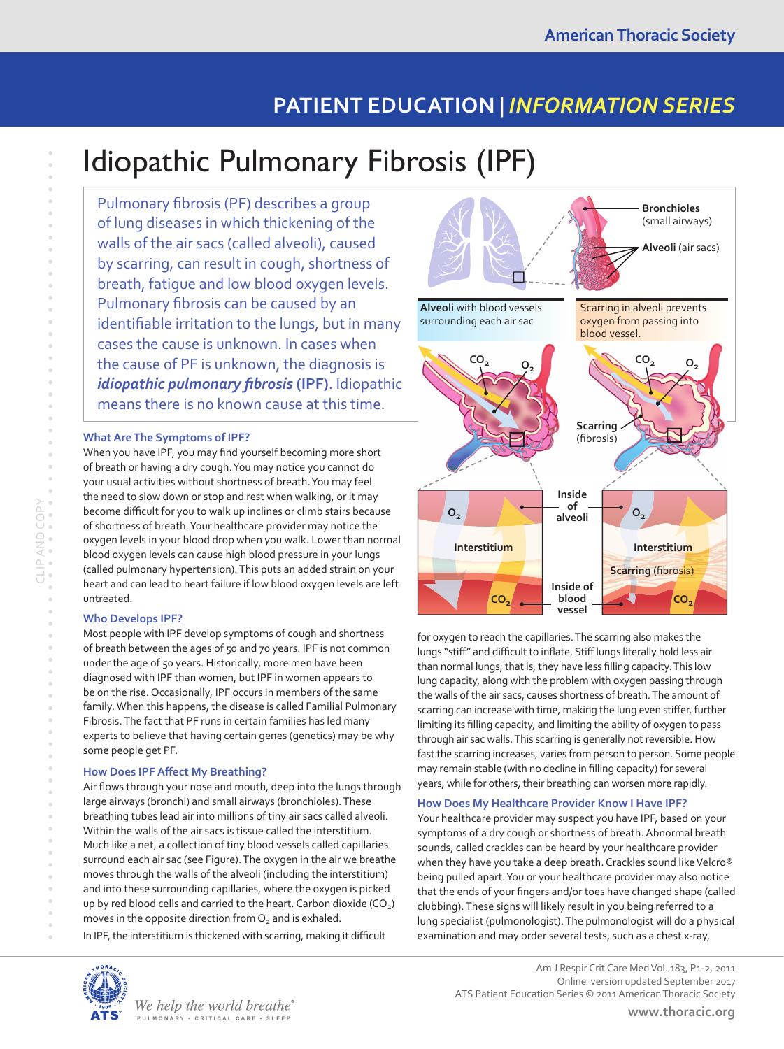# Idiopathic Pulmonary Fibrosis (IPF)

Pulmonary fibrosis (PF) describes a group of lung diseases in which thickening of the walls of the air sacs (called alveoli), caused by scarring, can result in cough, shortness of breath, fatigue and low blood oxygen levels. Pulmonary fibrosis can be caused by an identifiable irritation to the lungs, but in many cases the cause is unknown. In cases when the cause of PF is unknown, the diagnosis is ***idiopathic pulmonary fibrosis*** **(IPF)**. Idiopathic means there is no known cause at this time.

### What Are The Symptoms of IPF?

When you have IPF, you may find yourself becoming more short of breath or having a dry cough. You may notice you cannot do your usual activities without shortness of breath. You may feel the need to slow down or stop and rest when walking, or it may become difficult for you to walk up inclines or climb stairs because of shortness of breath. Your healthcare provider may notice the oxygen levels in your blood drop when you walk. Lower than normal blood oxygen levels can cause high blood pressure in your lungs (called pulmonary hypertension). This puts an added strain on your heart and can lead to heart failure if low blood oxygen levels are left untreated.

### Who Develops IPF?

Most people with IPF develop symptoms of cough and shortness of breath between the ages of 50 and 70 years. IPF is not common under the age of 50 years. Historically, more men have been diagnosed with IPF than women, but IPF in women appears to be on the rise. Occasionally, IPF occurs in members of the same family. When this happens, the disease is called Familial Pulmonary Fibrosis. The fact that PF runs in certain families has led many experts to believe that having certain genes (genetics) may be why some people get PF.

### How Does IPF Affect My Breathing?

Air flows through your nose and mouth, deep into the lungs through large airways (bronchi) and small airways (bronchioles). These breathing tubes lead air into millions of tiny air sacs called alveoli. Within the walls of the air sacs is tissue called the interstitium. Much like a net, a collection of tiny blood vessels called capillaries surround each air sac (see Figure). The oxygen in the air we breathe moves through the walls of the alveoli (including the interstitium) and into these surrounding capillaries, where the oxygen is picked up by red blood cells and carried to the heart. Carbon dioxide ($CO_2$) moves in the opposite direction from $O_2$ and is exhaled.

In IPF, the interstitium is thickened with scarring, making it difficult for oxygen to reach the capillaries. The scarring also makes the lungs "stiff" and difficult to inflate. Stiff lungs literally hold less air than normal lungs; that is, they have less filling capacity. This low lung capacity, along with the problem with oxygen passing through the walls of the air sacs, causes shortness of breath. The amount of scarring can increase with time, making the lung even stiffer, further limiting its filling capacity, and limiting the ability of oxygen to pass through air sac walls. This scarring is generally not reversible. How fast the scarring increases, varies from person to person. Some people may remain stable (with no decline in filling capacity) for several years, while for others, their breathing can worsen more rapidly.

### How Does My Healthcare Provider Know I Have IPF?

Your healthcare provider may suspect you have IPF, based on your symptoms of a dry cough or shortness of breath. Abnormal breath sounds, called crackles can be heard by your healthcare provider when they have you take a deep breath. Crackles sound like Velcro® being pulled apart. You or your healthcare provider may also notice that the ends of your fingers and/or toes have changed shape (called clubbing). These signs will likely result in you being referred to a lung specialist (pulmonologist). The pulmonologist will do a physical examination and may order several tests, such as a chest x-ray,

Am J Respir Crit Care Med Vol. 183, P1-2, 2011
Online version updated September 2017
ATS Patient Education Series © 2011 American Thoracic Society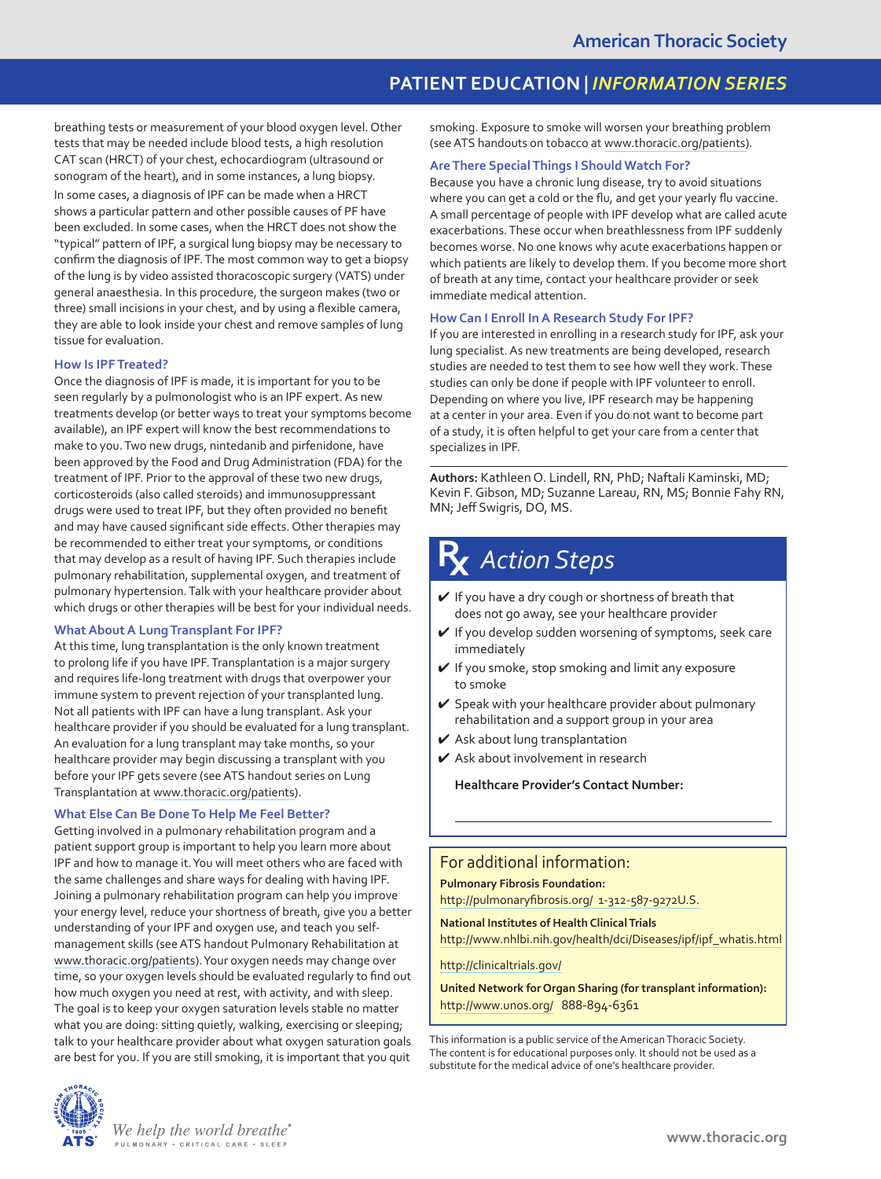breathing tests or measurement of your blood oxygen level. Other tests that may be needed include blood tests, a high resolution CAT scan (HRCT) of your chest, echocardiogram (ultrasound or sonogram of the heart), and in some instances, a lung biopsy.

In some cases, a diagnosis of IPF can be made when a HRCT shows a particular pattern and other possible causes of PF have been excluded. In some cases, when the HRCT does not show the "typical" pattern of IPF, a surgical lung biopsy may be necessary to confirm the diagnosis of IPF. The most common way to get a biopsy of the lung is by video assisted thoracoscopic surgery (VATS) under general anaesthesia. In this procedure, the surgeon makes (two or three) small incisions in your chest, and by using a flexible camera, they are able to look inside your chest and remove samples of lung tissue for evaluation.

### How Is IPF Treated?

Once the diagnosis of IPF is made, it is important for you to be seen regularly by a pulmonologist who is an IPF expert. As new treatments develop (or better ways to treat your symptoms become available), an IPF expert will know the best recommendations to make to you. Two new drugs, nintedanib and pirfenidone, have been approved by the Food and Drug Administration (FDA) for the treatment of IPF. Prior to the approval of these two new drugs, corticosteroids (also called steroids) and immunosuppressant drugs were used to treat IPF, but they often provided no benefit and may have caused significant side effects. Other therapies may be recommended to either treat your symptoms, or conditions that may develop as a result of having IPF. Such therapies include pulmonary rehabilitation, supplemental oxygen, and treatment of pulmonary hypertension. Talk with your healthcare provider about which drugs or other therapies will be best for your individual needs.

### What About A Lung Transplant For IPF?

At this time, lung transplantation is the only known treatment to prolong life if you have IPF. Transplantation is a major surgery and requires life-long treatment with drugs that overpower your immune system to prevent rejection of your transplanted lung. Not all patients with IPF can have a lung transplant. Ask your healthcare provider if you should be evaluated for a lung transplant. An evaluation for a lung transplant may take months, so your healthcare provider may begin discussing a transplant with you before your IPF gets severe (see ATS handout series on Lung Transplantation at www.thoracic.org/patients).

### What Else Can Be Done To Help Me Feel Better?

Getting involved in a pulmonary rehabilitation program and a patient support group is important to help you learn more about IPF and how to manage it. You will meet others who are faced with the same challenges and share ways for dealing with having IPF. Joining a pulmonary rehabilitation program can help you improve your energy level, reduce your shortness of breath, give you a better understanding of your IPF and oxygen use, and teach you self-management skills (see ATS handout Pulmonary Rehabilitation at www.thoracic.org/patients). Your oxygen needs may change over time, so your oxygen levels should be evaluated regularly to find out how much oxygen you need at rest, with activity, and with sleep. The goal is to keep your oxygen saturation levels stable no matter what you are doing: sitting quietly, walking, exercising or sleeping; talk to your healthcare provider about what oxygen saturation goals are best for you. If you are still smoking, it is important that you quit smoking. Exposure to smoke will worsen your breathing problem (see ATS handouts on tobacco at www.thoracic.org/patients).

### Are There Special Things I Should Watch For?

Because you have a chronic lung disease, try to avoid situations where you can get a cold or the flu, and get your yearly flu vaccine. A small percentage of people with IPF develop what are called acute exacerbations. These occur when breathlessness from IPF suddenly becomes worse. No one knows why acute exacerbations happen or which patients are likely to develop them. If you become more short of breath at any time, contact your healthcare provider or seek immediate medical attention.

### How Can I Enroll In A Research Study For IPF?

If you are interested in enrolling in a research study for IPF, ask your lung specialist. As new treatments are being developed, research studies are needed to test them to see how well they work. These studies can only be done if people with IPF volunteer to enroll. Depending on where you live, IPF research may be happening at a center in your area. Even if you do not want to become part of a study, it is often helpful to get your care from a center that specializes in IPF.

**Authors:** Kathleen O. Lindell, RN, PhD; Naftali Kaminski, MD; Kevin F. Gibson, MD; Suzanne Lareau, RN, MS; Bonnie Fahy RN, MN; Jeff Swigris, DO, MS.

## Rx *Action Steps*

- ✔ If you have a dry cough or shortness of breath that does not go away, see your healthcare provider
- ✔ If you develop sudden worsening of symptoms, seek care immediately
- ✔ If you smoke, stop smoking and limit any exposure to smoke
- ✔ Speak with your healthcare provider about pulmonary rehabilitation and a support group in your area
- ✔ Ask about lung transplantation
- ✔ Ask about involvement in research

**Healthcare Provider's Contact Number:**

______________________________

## For additional information:

**Pulmonary Fibrosis Foundation:**
http://pulmonaryfibrosis.org/ 1-312-587-9272U.S.

**National Institutes of Health Clinical Trials**
http://www.nhlbi.nih.gov/health/dci/Diseases/ipf/ipf_whatis.html

http://clinicaltrials.gov/

**United Network for Organ Sharing (for transplant information):**
http://www.unos.org/ 888-894-6361

This information is a public service of the American Thoracic Society. The content is for educational purposes only. It should not be used as a substitute for the medical advice of one's healthcare provider.